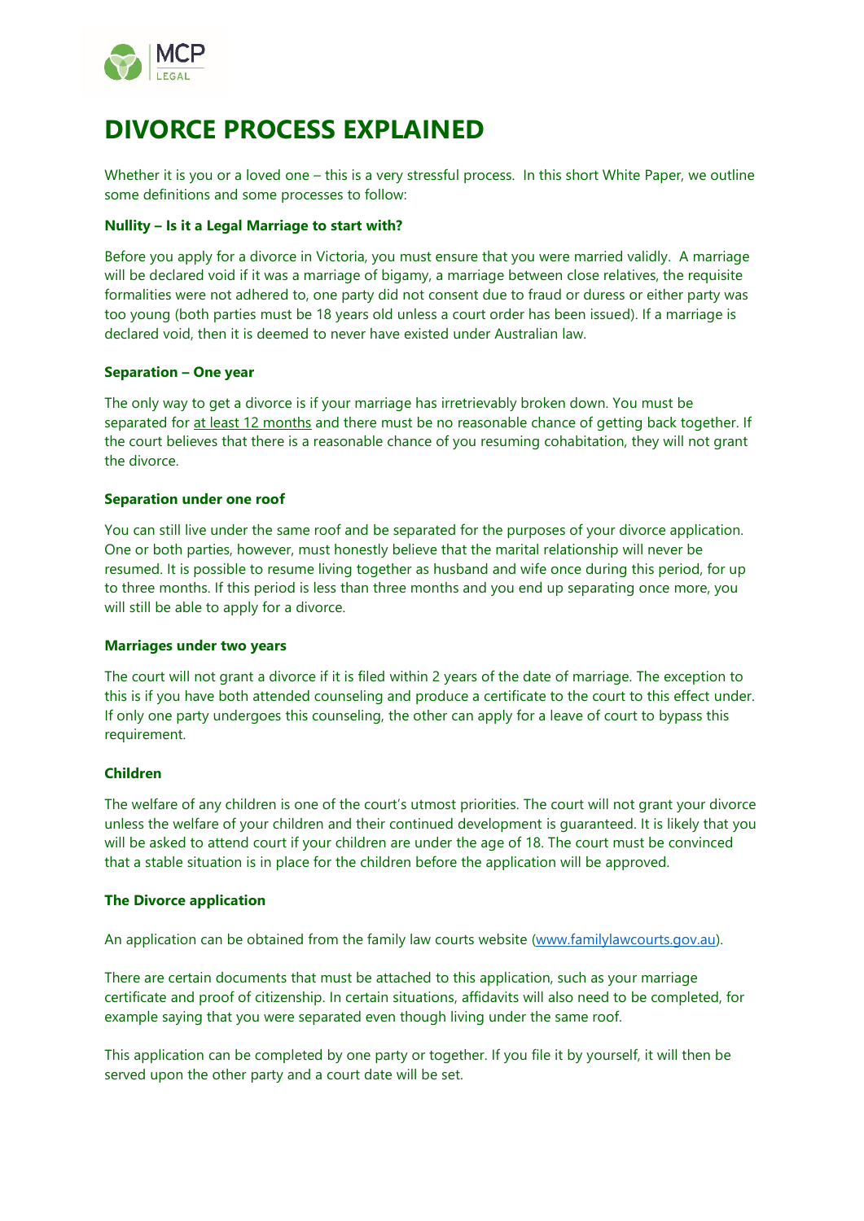# DIVORCE PROCESS EXPLAINED

Whether it is you or a loved one – this is a very stressful process. In this short White Paper, we outline some definitions and some processes to follow:

**Nullity – Is it a Legal Marriage to start with?**

Before you apply for a divorce in Victoria, you must ensure that you were married validly. A marriage will be declared void if it was a marriage of bigamy, a marriage between close relatives, the requisite formalities were not adhered to, one party did not consent due to fraud or duress or either party was too young (both parties must be 18 years old unless a court order has been issued). If a marriage is declared void, then it is deemed to never have existed under Australian law.

**Separation – One year**

The only way to get a divorce is if your marriage has irretrievably broken down. You must be separated for at least 12 months and there must be no reasonable chance of getting back together. If the court believes that there is a reasonable chance of you resuming cohabitation, they will not grant the divorce.

**Separation under one roof**

You can still live under the same roof and be separated for the purposes of your divorce application. One or both parties, however, must honestly believe that the marital relationship will never be resumed. It is possible to resume living together as husband and wife once during this period, for up to three months. If this period is less than three months and you end up separating once more, you will still be able to apply for a divorce.

**Marriages under two years**

The court will not grant a divorce if it is filed within 2 years of the date of marriage. The exception to this is if you have both attended counseling and produce a certificate to the court to this effect under. If only one party undergoes this counseling, the other can apply for a leave of court to bypass this requirement.

**Children**

The welfare of any children is one of the court's utmost priorities. The court will not grant your divorce unless the welfare of your children and their continued development is guaranteed. It is likely that you will be asked to attend court if your children are under the age of 18. The court must be convinced that a stable situation is in place for the children before the application will be approved.

**The Divorce application**

An application can be obtained from the family law courts website (www.familylawcourts.gov.au).

There are certain documents that must be attached to this application, such as your marriage certificate and proof of citizenship. In certain situations, affidavits will also need to be completed, for example saying that you were separated even though living under the same roof.

This application can be completed by one party or together. If you file it by yourself, it will then be served upon the other party and a court date will be set.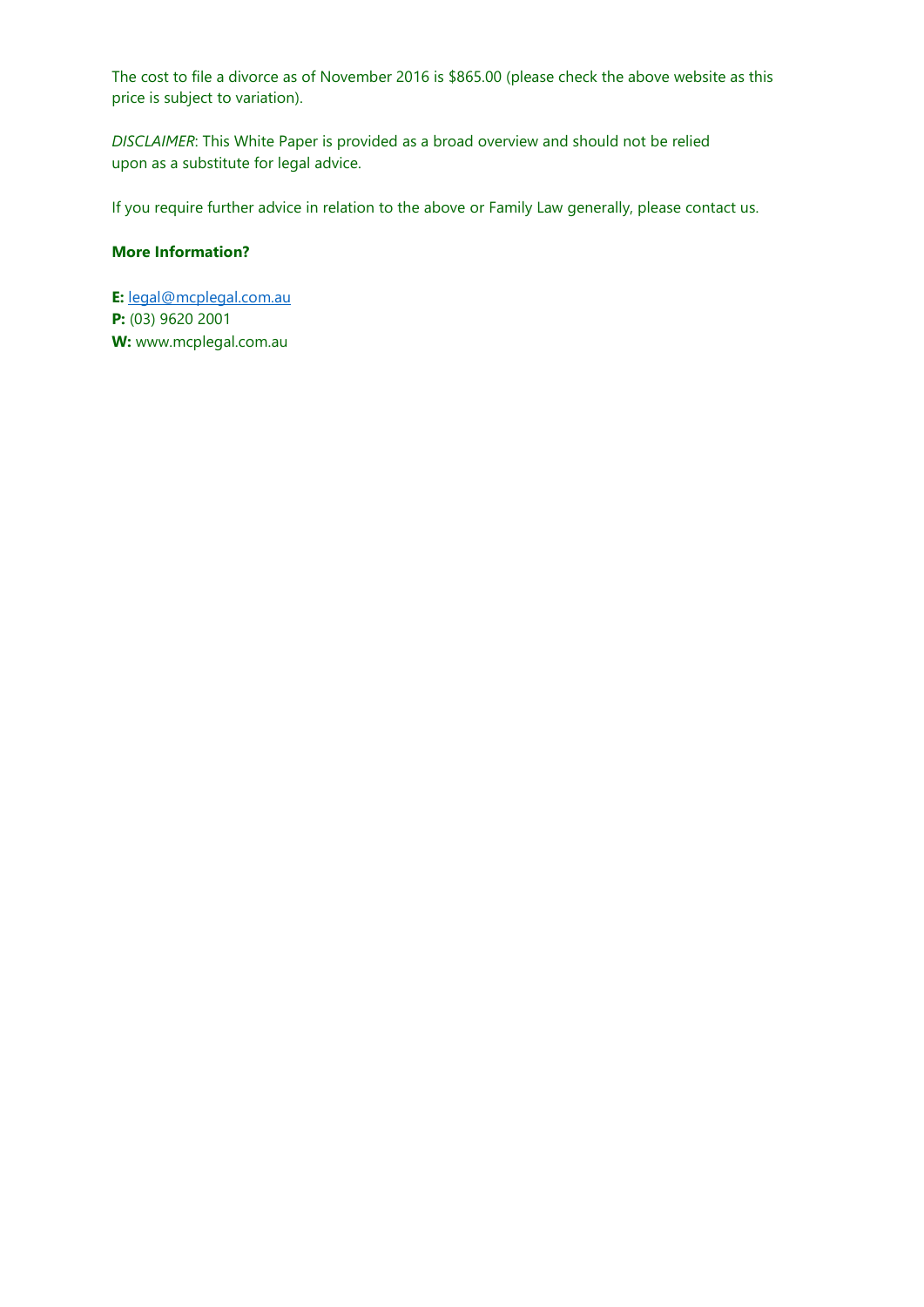The cost to file a divorce as of November 2016 is $865.00 (please check the above website as this price is subject to variation).

*DISCLAIMER*: This White Paper is provided as a broad overview and should not be relied upon as a substitute for legal advice.

If you require further advice in relation to the above or Family Law generally, please contact us.

**More Information?**

**E:** legal@mcplegal.com.au
**P:** (03) 9620 2001
**W:** www.mcplegal.com.au